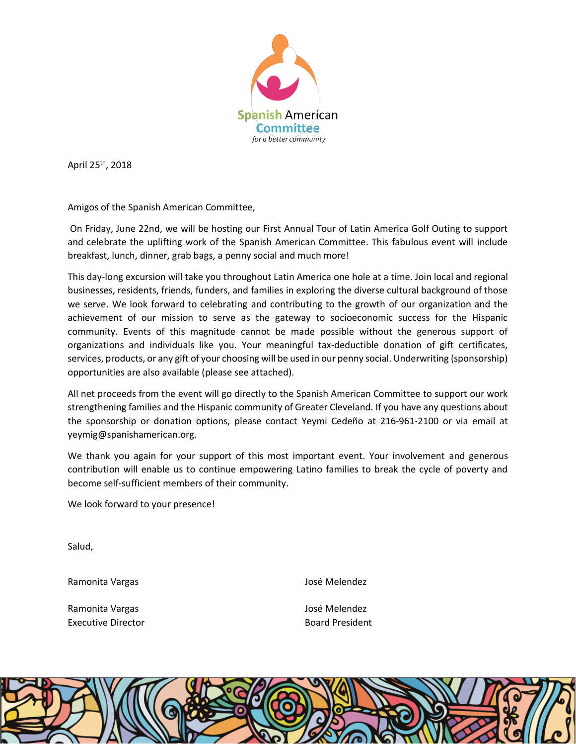Spanish American Committee

*for a better community*

April 25th, 2018

Amigos of the Spanish American Committee,

On Friday, June 22nd, we will be hosting our First Annual Tour of Latin America Golf Outing to support and celebrate the uplifting work of the Spanish American Committee. This fabulous event will include breakfast, lunch, dinner, grab bags, a penny social and much more!

This day-long excursion will take you throughout Latin America one hole at a time. Join local and regional businesses, residents, friends, funders, and families in exploring the diverse cultural background of those we serve. We look forward to celebrating and contributing to the growth of our organization and the achievement of our mission to serve as the gateway to socioeconomic success for the Hispanic community. Events of this magnitude cannot be made possible without the generous support of organizations and individuals like you. Your meaningful tax-deductible donation of gift certificates, services, products, or any gift of your choosing will be used in our penny social. Underwriting (sponsorship) opportunities are also available (please see attached).

All net proceeds from the event will go directly to the Spanish American Committee to support our work strengthening families and the Hispanic community of Greater Cleveland. If you have any questions about the sponsorship or donation options, please contact Yeymi Cedeño at 216-961-2100 or via email at yeymig@spanishamerican.org.

We thank you again for your support of this most important event. Your involvement and generous contribution will enable us to continue empowering Latino families to break the cycle of poverty and become self-sufficient members of their community.

We look forward to your presence!

Salud,

Ramonita Vargas

Ramonita Vargas
Executive Director

José Melendez

José Melendez
Board President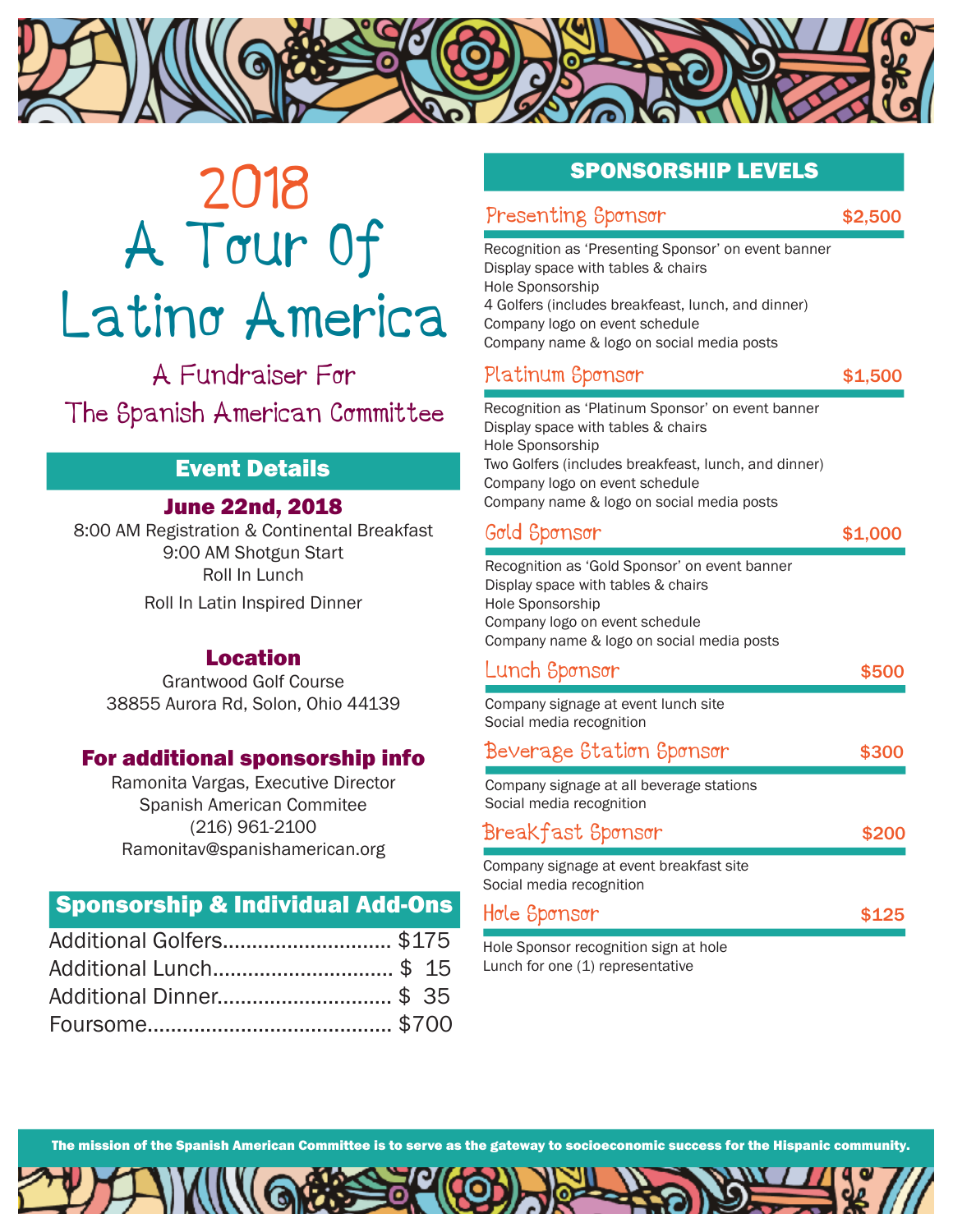# 2018 A Tour Of Latino America

## A Fundraiser For The Spanish American Committee

## Event Details

**June 22nd, 2018**

8:00 AM Registration & Continental Breakfast
9:00 AM Shotgun Start
Roll In Lunch
Roll In Latin Inspired Dinner

**Location**

Grantwood Golf Course
38855 Aurora Rd, Solon, Ohio 44139

**For additional sponsorship info**

Ramonita Vargas, Executive Director
Spanish American Commitee
(216) 961-2100
Ramonitav@spanishamerican.org

## Sponsorship & Individual Add-Ons

| Item | Price |
|---|---|
| Additional Golfers | $175 |
| Additional Lunch | $ 15 |
| Additional Dinner | $ 35 |
| Foursome | $700 |

## SPONSORSHIP LEVELS

### Presenting Sponsor — $2,500

Recognition as 'Presenting Sponsor' on event banner
Display space with tables & chairs
Hole Sponsorship
4 Golfers (includes breakfeast, lunch, and dinner)
Company logo on event schedule
Company name & logo on social media posts

### Platinum Sponsor — $1,500

Recognition as 'Platinum Sponsor' on event banner
Display space with tables & chairs
Hole Sponsorship
Two Golfers (includes breakfeast, lunch, and dinner)
Company logo on event schedule
Company name & logo on social media posts

### Gold Sponsor — $1,000

Recognition as 'Gold Sponsor' on event banner
Display space with tables & chairs
Hole Sponsorship
Company logo on event schedule
Company name & logo on social media posts

### Lunch Sponsor — $500

Company signage at event lunch site
Social media recognition

### Beverage Station Sponsor — $300

Company signage at all beverage stations
Social media recognition

### Breakfast Sponsor — $200

Company signage at event breakfast site
Social media recognition

### Hole Sponsor — $125

Hole Sponsor recognition sign at hole
Lunch for one (1) representative

**The mission of the Spanish American Committee is to serve as the gateway to socioeconomic success for the Hispanic community.**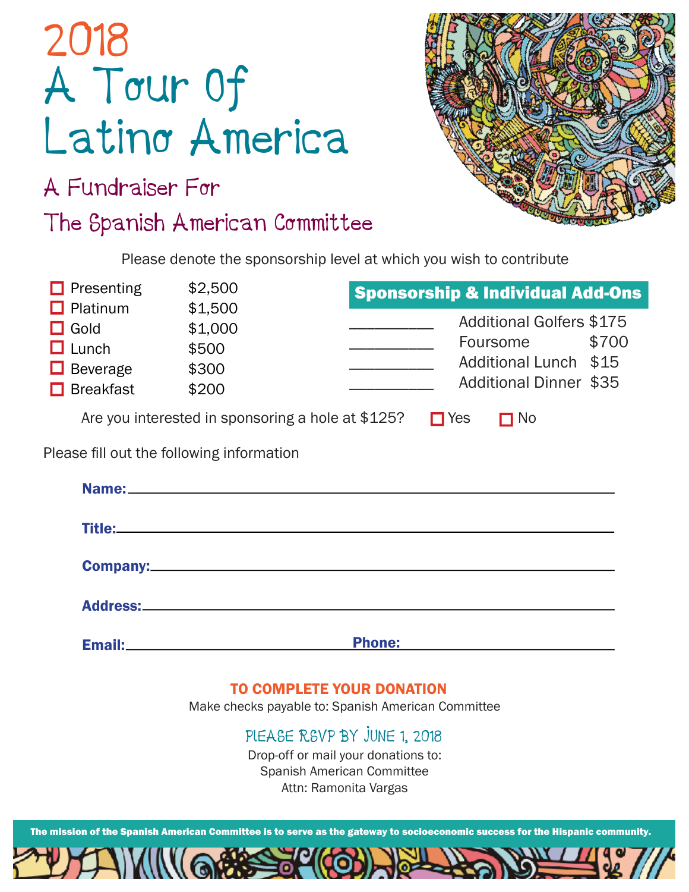# 2018
# A Tour Of Latino America

## A Fundraiser For
## The Spanish American Committee

Please denote the sponsorship level at which you wish to contribute

| | Level | Amount |
|---|---|---|
| ☐ | Presenting | $2,500 |
| ☐ | Platinum | $1,500 |
| ☐ | Gold | $1,000 |
| ☐ | Lunch | $500 |
| ☐ | Beverage | $300 |
| ☐ | Breakfast | $200 |

**Sponsorship & Individual Add-Ons**

| | Add-On | Amount |
|---|---|---|
| ________ | Additional Golfers | $175 |
| ________ | Foursome | $700 |
| ________ | Additional Lunch | $15 |
| ________ | Additional Dinner | $35 |

Are you interested in sponsoring a hole at $125? ☐ Yes ☐ No

Please fill out the following information

**Name:** ____________________________________________

**Title:** ____________________________________________

**Company:** ____________________________________________

**Address:** ____________________________________________

**Email:** ______________________ **Phone:** ______________________

**TO COMPLETE YOUR DONATION**

Make checks payable to: Spanish American Committee

PLEASE RSVP BY JUNE 1, 2018

Drop-off or mail your donations to:
Spanish American Committee
Attn: Ramonita Vargas

**The mission of the Spanish American Committee is to serve as the gateway to socioeconomic success for the Hispanic community.**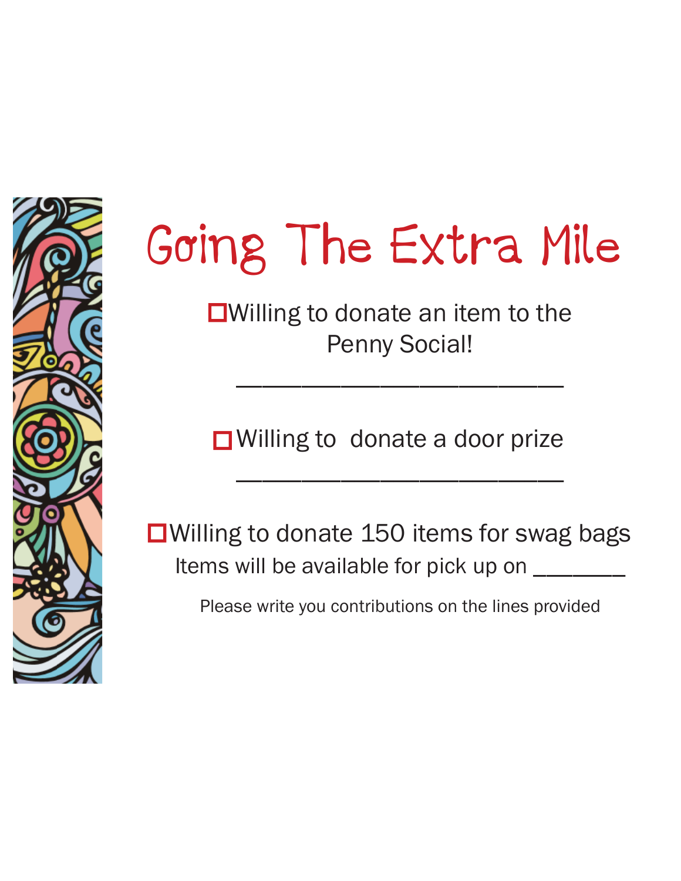# Going The Extra Mile

☐Willing to donate an item to the Penny Social!

________________________

☐ Willing to  donate a door prize

________________________

☐Willing to donate 150 items for swag bags

Items will be available for pick up on _______

Please write you contributions on the lines provided